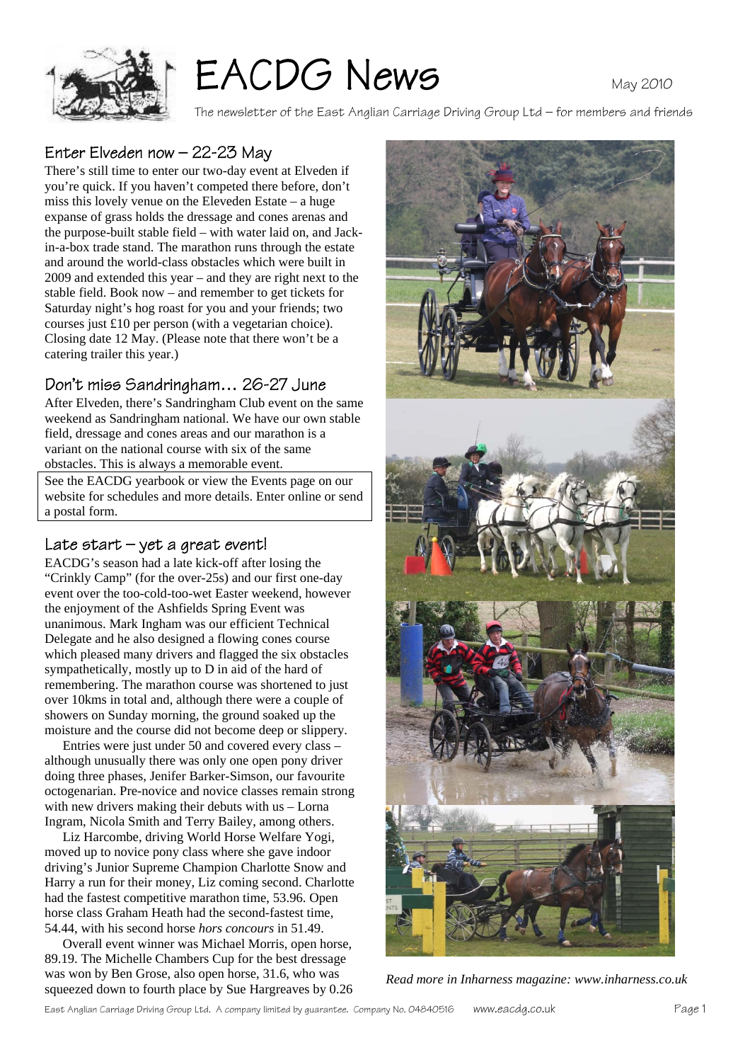# EACDG News

May 2010

The newsletter of the East Anglian Carriage Driving Group Ltd – for members and friends

## Enter Elveden now – 22-23 May

There's still time to enter our two-day event at Elveden if you're quick. If you haven't competed there before, don't miss this lovely venue on the Eleveden Estate – a huge expanse of grass holds the dressage and cones arenas and the purpose-built stable field – with water laid on, and Jack-in-a-box trade stand. The marathon runs through the estate and around the world-class obstacles which were built in 2009 and extended this year – and they are right next to the stable field. Book now – and remember to get tickets for Saturday night's hog roast for you and your friends; two courses just £10 per person (with a vegetarian choice). Closing date 12 May. (Please note that there won't be a catering trailer this year.)

## Don't miss Sandringham… 26-27 June

After Elveden, there's Sandringham Club event on the same weekend as Sandringham national. We have our own stable field, dressage and cones areas and our marathon is a variant on the national course with six of the same obstacles. This is always a memorable event.

See the EACDG yearbook or view the Events page on our website for schedules and more details. Enter online or send a postal form.

## Late start – yet a great event!

EACDG's season had a late kick-off after losing the "Crinkly Camp" (for the over-25s) and our first one-day event over the too-cold-too-wet Easter weekend, however the enjoyment of the Ashfields Spring Event was unanimous. Mark Ingham was our efficient Technical Delegate and he also designed a flowing cones course which pleased many drivers and flagged the six obstacles sympathetically, mostly up to D in aid of the hard of remembering. The marathon course was shortened to just over 10kms in total and, although there were a couple of showers on Sunday morning, the ground soaked up the moisture and the course did not become deep or slippery.

Entries were just under 50 and covered every class – although unusually there was only one open pony driver doing three phases, Jenifer Barker-Simson, our favourite octogenarian. Pre-novice and novice classes remain strong with new drivers making their debuts with us – Lorna Ingram, Nicola Smith and Terry Bailey, among others.

Liz Harcombe, driving World Horse Welfare Yogi, moved up to novice pony class where she gave indoor driving's Junior Supreme Champion Charlotte Snow and Harry a run for their money, Liz coming second. Charlotte had the fastest competitive marathon time, 53.96. Open horse class Graham Heath had the second-fastest time, 54.44, with his second horse *hors concours* in 51.49.

Overall event winner was Michael Morris, open horse, 89.19. The Michelle Chambers Cup for the best dressage was won by Ben Grose, also open horse, 31.6, who was squeezed down to fourth place by Sue Hargreaves by 0.26

*Read more in Inharness magazine: www.inharness.co.uk*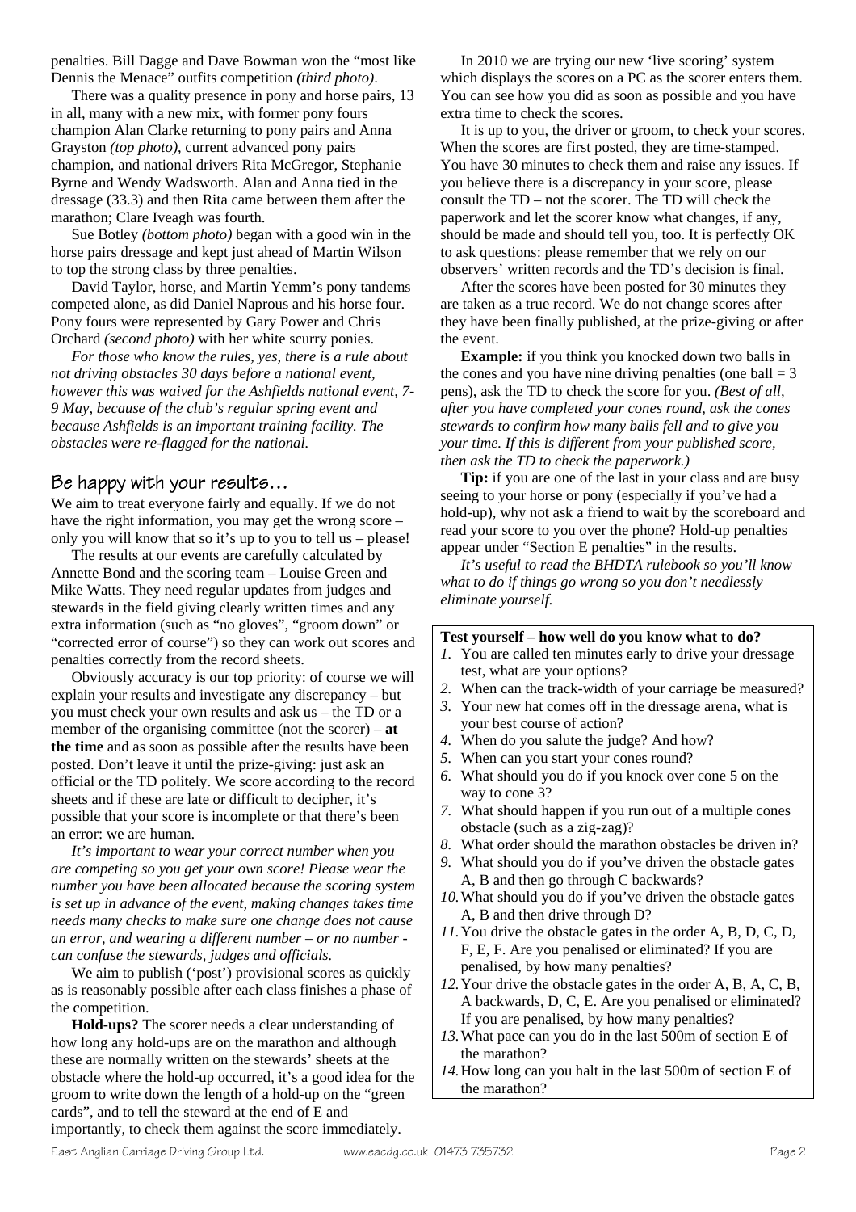penalties. Bill Dagge and Dave Bowman won the "most like Dennis the Menace" outfits competition *(third photo)*.

There was a quality presence in pony and horse pairs, 13 in all, many with a new mix, with former pony fours champion Alan Clarke returning to pony pairs and Anna Grayston *(top photo)*, current advanced pony pairs champion, and national drivers Rita McGregor, Stephanie Byrne and Wendy Wadsworth. Alan and Anna tied in the dressage (33.3) and then Rita came between them after the marathon; Clare Iveagh was fourth.

Sue Botley *(bottom photo)* began with a good win in the horse pairs dressage and kept just ahead of Martin Wilson to top the strong class by three penalties.

David Taylor, horse, and Martin Yemm's pony tandems competed alone, as did Daniel Naprous and his horse four. Pony fours were represented by Gary Power and Chris Orchard *(second photo)* with her white scurry ponies.

*For those who know the rules, yes, there is a rule about not driving obstacles 30 days before a national event, however this was waived for the Ashfields national event, 7-9 May, because of the club's regular spring event and because Ashfields is an important training facility. The obstacles were re-flagged for the national.*

## Be happy with your results…

We aim to treat everyone fairly and equally. If we do not have the right information, you may get the wrong score – only you will know that so it's up to you to tell us – please!

The results at our events are carefully calculated by Annette Bond and the scoring team – Louise Green and Mike Watts. They need regular updates from judges and stewards in the field giving clearly written times and any extra information (such as "no gloves", "groom down" or "corrected error of course") so they can work out scores and penalties correctly from the record sheets.

Obviously accuracy is our top priority: of course we will explain your results and investigate any discrepancy – but you must check your own results and ask us – the TD or a member of the organising committee (not the scorer) – **at the time** and as soon as possible after the results have been posted. Don't leave it until the prize-giving: just ask an official or the TD politely. We score according to the record sheets and if these are late or difficult to decipher, it's possible that your score is incomplete or that there's been an error: we are human.

*It's important to wear your correct number when you are competing so you get your own score! Please wear the number you have been allocated because the scoring system is set up in advance of the event, making changes takes time needs many checks to make sure one change does not cause an error, and wearing a different number – or no number - can confuse the stewards, judges and officials.*

We aim to publish ('post') provisional scores as quickly as is reasonably possible after each class finishes a phase of the competition.

**Hold-ups?** The scorer needs a clear understanding of how long any hold-ups are on the marathon and although these are normally written on the stewards' sheets at the obstacle where the hold-up occurred, it's a good idea for the groom to write down the length of a hold-up on the "green cards", and to tell the steward at the end of E and importantly, to check them against the score immediately.

In 2010 we are trying our new 'live scoring' system which displays the scores on a PC as the scorer enters them. You can see how you did as soon as possible and you have extra time to check the scores.

It is up to you, the driver or groom, to check your scores. When the scores are first posted, they are time-stamped. You have 30 minutes to check them and raise any issues. If you believe there is a discrepancy in your score, please consult the TD – not the scorer. The TD will check the paperwork and let the scorer know what changes, if any, should be made and should tell you, too. It is perfectly OK to ask questions: please remember that we rely on our observers' written records and the TD's decision is final.

After the scores have been posted for 30 minutes they are taken as a true record. We do not change scores after they have been finally published, at the prize-giving or after the event.

**Example:** if you think you knocked down two balls in the cones and you have nine driving penalties (one ball = 3 pens), ask the TD to check the score for you. *(Best of all, after you have completed your cones round, ask the cones stewards to confirm how many balls fell and to give you your time. If this is different from your published score, then ask the TD to check the paperwork.)*

**Tip:** if you are one of the last in your class and are busy seeing to your horse or pony (especially if you've had a hold-up), why not ask a friend to wait by the scoreboard and read your score to you over the phone? Hold-up penalties appear under "Section E penalties" in the results.

*It's useful to read the BHDTA rulebook so you'll know what to do if things go wrong so you don't needlessly eliminate yourself.*

**Test yourself – how well do you know what to do?**

1. You are called ten minutes early to drive your dressage test, what are your options?
2. When can the track-width of your carriage be measured?
3. Your new hat comes off in the dressage arena, what is your best course of action?
4. When do you salute the judge? And how?
5. When can you start your cones round?
6. What should you do if you knock over cone 5 on the way to cone 3?
7. What should happen if you run out of a multiple cones obstacle (such as a zig-zag)?
8. What order should the marathon obstacles be driven in?
9. What should you do if you've driven the obstacle gates A, B and then go through C backwards?
10. What should you do if you've driven the obstacle gates A, B and then drive through D?
11. You drive the obstacle gates in the order A, B, D, C, D, F, E, F. Are you penalised or eliminated? If you are penalised, by how many penalties?
12. Your drive the obstacle gates in the order A, B, A, C, B, A backwards, D, C, E. Are you penalised or eliminated? If you are penalised, by how many penalties?
13. What pace can you do in the last 500m of section E of the marathon?
14. How long can you halt in the last 500m of section E of the marathon?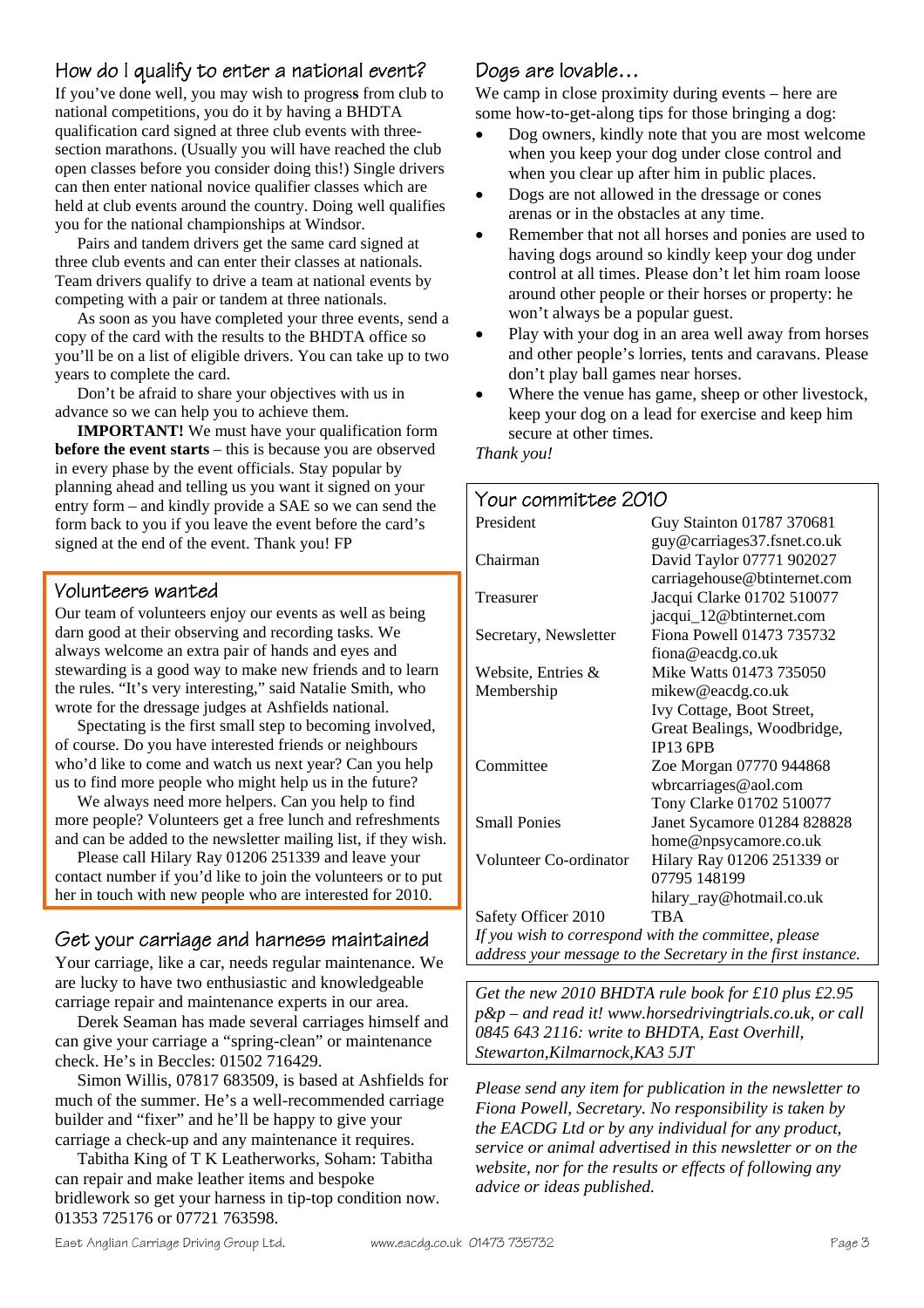## How do I qualify to enter a national event?

If you've done well, you may wish to progress from club to national competitions, you do it by having a BHDTA qualification card signed at three club events with three-section marathons. (Usually you will have reached the club open classes before you consider doing this!) Single drivers can then enter national novice qualifier classes which are held at club events around the country. Doing well qualifies you for the national championships at Windsor.

Pairs and tandem drivers get the same card signed at three club events and can enter their classes at nationals. Team drivers qualify to drive a team at national events by competing with a pair or tandem at three nationals.

As soon as you have completed your three events, send a copy of the card with the results to the BHDTA office so you'll be on a list of eligible drivers. You can take up to two years to complete the card.

Don't be afraid to share your objectives with us in advance so we can help you to achieve them.

**IMPORTANT!** We must have your qualification form **before the event starts** – this is because you are observed in every phase by the event officials. Stay popular by planning ahead and telling us you want it signed on your entry form – and kindly provide a SAE so we can send the form back to you if you leave the event before the card's signed at the end of the event. Thank you! FP

## Volunteers wanted

Our team of volunteers enjoy our events as well as being darn good at their observing and recording tasks. We always welcome an extra pair of hands and eyes and stewarding is a good way to make new friends and to learn the rules. "It's very interesting," said Natalie Smith, who wrote for the dressage judges at Ashfields national.

Spectating is the first small step to becoming involved, of course. Do you have interested friends or neighbours who'd like to come and watch us next year? Can you help us to find more people who might help us in the future?

We always need more helpers. Can you help to find more people? Volunteers get a free lunch and refreshments and can be added to the newsletter mailing list, if they wish.

Please call Hilary Ray 01206 251339 and leave your contact number if you'd like to join the volunteers or to put her in touch with new people who are interested for 2010.

## Get your carriage and harness maintained

Your carriage, like a car, needs regular maintenance. We are lucky to have two enthusiastic and knowledgeable carriage repair and maintenance experts in our area.

Derek Seaman has made several carriages himself and can give your carriage a "spring-clean" or maintenance check. He's in Beccles: 01502 716429.

Simon Willis, 07817 683509, is based at Ashfields for much of the summer. He's a well-recommended carriage builder and "fixer" and he'll be happy to give your carriage a check-up and any maintenance it requires.

Tabitha King of T K Leatherworks, Soham: Tabitha can repair and make leather items and bespoke bridlework so get your harness in tip-top condition now. 01353 725176 or 07721 763598.

## Dogs are lovable…

We camp in close proximity during events – here are some how-to-get-along tips for those bringing a dog:

- Dog owners, kindly note that you are most welcome when you keep your dog under close control and when you clear up after him in public places.
- Dogs are not allowed in the dressage or cones arenas or in the obstacles at any time.
- Remember that not all horses and ponies are used to having dogs around so kindly keep your dog under control at all times. Please don't let him roam loose around other people or their horses or property: he won't always be a popular guest.
- Play with your dog in an area well away from horses and other people's lorries, tents and caravans. Please don't play ball games near horses.
- Where the venue has game, sheep or other livestock, keep your dog on a lead for exercise and keep him secure at other times.

*Thank you!*

## Your committee 2010

| | |
|---|---|
| President | Guy Stainton 01787 370681<br>guy@carriages37.fsnet.co.uk |
| Chairman | David Taylor 07771 902027<br>carriagehouse@btinternet.com |
| Treasurer | Jacqui Clarke 01702 510077<br>jacqui_12@btinternet.com |
| Secretary, Newsletter | Fiona Powell 01473 735732<br>fiona@eacdg.co.uk |
| Website, Entries & Membership | Mike Watts 01473 735050<br>mikew@eacdg.co.uk<br>Ivy Cottage, Boot Street, Great Bealings, Woodbridge, IP13 6PB |
| Committee | Zoe Morgan 07770 944868<br>wbrcarriages@aol.com<br>Tony Clarke 01702 510077 |
| Small Ponies | Janet Sycamore 01284 828828<br>home@npsycamore.co.uk |
| Volunteer Co-ordinator | Hilary Ray 01206 251339 or 07795 148199<br>hilary_ray@hotmail.co.uk |
| Safety Officer 2010 | TBA |

*If you wish to correspond with the committee, please address your message to the Secretary in the first instance.*

*Get the new 2010 BHDTA rule book for £10 plus £2.95 p&p – and read it! www.horsedrivingtrials.co.uk, or call 0845 643 2116: write to BHDTA, East Overhill, Stewarton,Kilmarnock,KA3 5JT*

*Please send any item for publication in the newsletter to Fiona Powell, Secretary. No responsibility is taken by the EACDG Ltd or by any individual for any product, service or animal advertised in this newsletter or on the website, nor for the results or effects of following any advice or ideas published.*